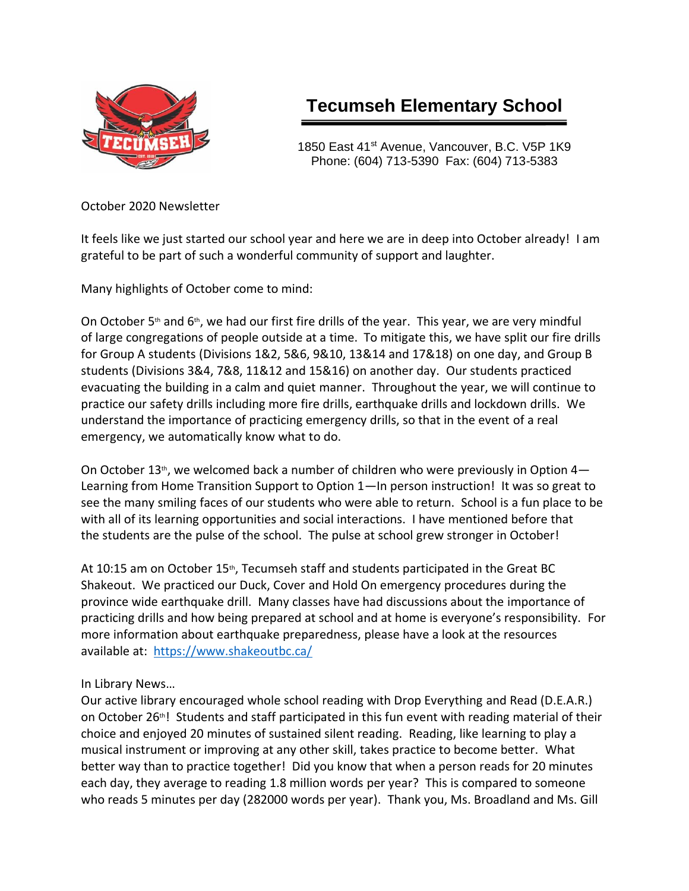# Tecumseh Elementary School

1850 East 41st Avenue, Vancouver, B.C. V5P 1K9
Phone: (604) 713-5390 Fax: (604) 713-5383

October 2020 Newsletter

It feels like we just started our school year and here we are in deep into October already! I am grateful to be part of such a wonderful community of support and laughter.

Many highlights of October come to mind:

On October 5th and 6th, we had our first fire drills of the year. This year, we are very mindful of large congregations of people outside at a time. To mitigate this, we have split our fire drills for Group A students (Divisions 1&2, 5&6, 9&10, 13&14 and 17&18) on one day, and Group B students (Divisions 3&4, 7&8, 11&12 and 15&16) on another day. Our students practiced evacuating the building in a calm and quiet manner. Throughout the year, we will continue to practice our safety drills including more fire drills, earthquake drills and lockdown drills. We understand the importance of practicing emergency drills, so that in the event of a real emergency, we automatically know what to do.

On October 13th, we welcomed back a number of children who were previously in Option 4—Learning from Home Transition Support to Option 1—In person instruction! It was so great to see the many smiling faces of our students who were able to return. School is a fun place to be with all of its learning opportunities and social interactions. I have mentioned before that the students are the pulse of the school. The pulse at school grew stronger in October!

At 10:15 am on October 15th, Tecumseh staff and students participated in the Great BC Shakeout. We practiced our Duck, Cover and Hold On emergency procedures during the province wide earthquake drill. Many classes have had discussions about the importance of practicing drills and how being prepared at school and at home is everyone's responsibility. For more information about earthquake preparedness, please have a look at the resources available at: [https://www.shakeoutbc.ca/](https://www.shakeoutbc.ca/)

In Library News…
Our active library encouraged whole school reading with Drop Everything and Read (D.E.A.R.) on October 26th! Students and staff participated in this fun event with reading material of their choice and enjoyed 20 minutes of sustained silent reading. Reading, like learning to play a musical instrument or improving at any other skill, takes practice to become better. What better way than to practice together! Did you know that when a person reads for 20 minutes each day, they average to reading 1.8 million words per year? This is compared to someone who reads 5 minutes per day (282000 words per year). Thank you, Ms. Broadland and Ms. Gill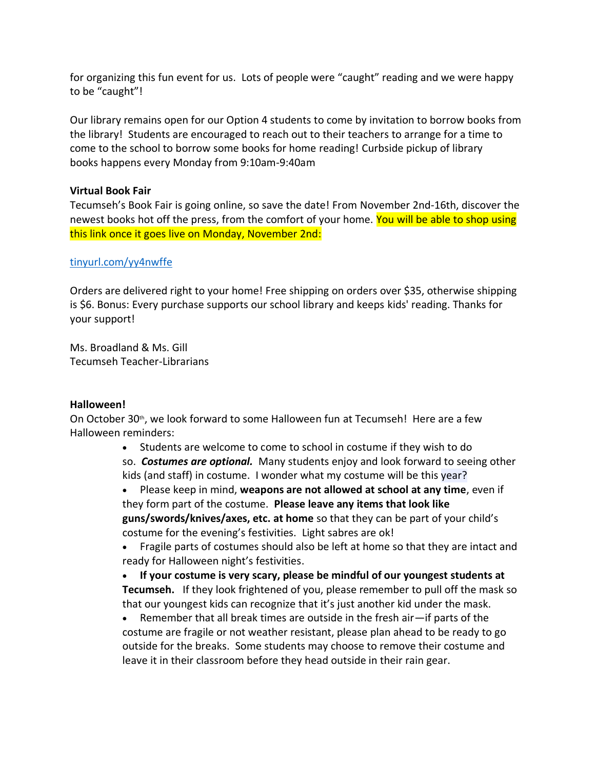for organizing this fun event for us. Lots of people were "caught" reading and we were happy to be "caught"!

Our library remains open for our Option 4 students to come by invitation to borrow books from the library! Students are encouraged to reach out to their teachers to arrange for a time to come to the school to borrow some books for home reading! Curbside pickup of library books happens every Monday from 9:10am-9:40am

**Virtual Book Fair**

Tecumseh's Book Fair is going online, so save the date! From November 2nd-16th, discover the newest books hot off the press, from the comfort of your home. You will be able to shop using this link once it goes live on Monday, November 2nd:

tinyurl.com/yy4nwffe

Orders are delivered right to your home! Free shipping on orders over $35, otherwise shipping is $6. Bonus: Every purchase supports our school library and keeps kids' reading. Thanks for your support!

Ms. Broadland & Ms. Gill
Tecumseh Teacher-Librarians

**Halloween!**

On October 30th, we look forward to some Halloween fun at Tecumseh! Here are a few Halloween reminders:

- Students are welcome to come to school in costume if they wish to do so. ***Costumes are optional.*** Many students enjoy and look forward to seeing other kids (and staff) in costume. I wonder what my costume will be this year?
- Please keep in mind, **weapons are not allowed at school at any time**, even if they form part of the costume. **Please leave any items that look like guns/swords/knives/axes, etc. at home** so that they can be part of your child's costume for the evening's festivities. Light sabres are ok!
- Fragile parts of costumes should also be left at home so that they are intact and ready for Halloween night's festivities.
- **If your costume is very scary, please be mindful of our youngest students at Tecumseh.** If they look frightened of you, please remember to pull off the mask so that our youngest kids can recognize that it's just another kid under the mask.
- Remember that all break times are outside in the fresh air—if parts of the costume are fragile or not weather resistant, please plan ahead to be ready to go outside for the breaks. Some students may choose to remove their costume and leave it in their classroom before they head outside in their rain gear.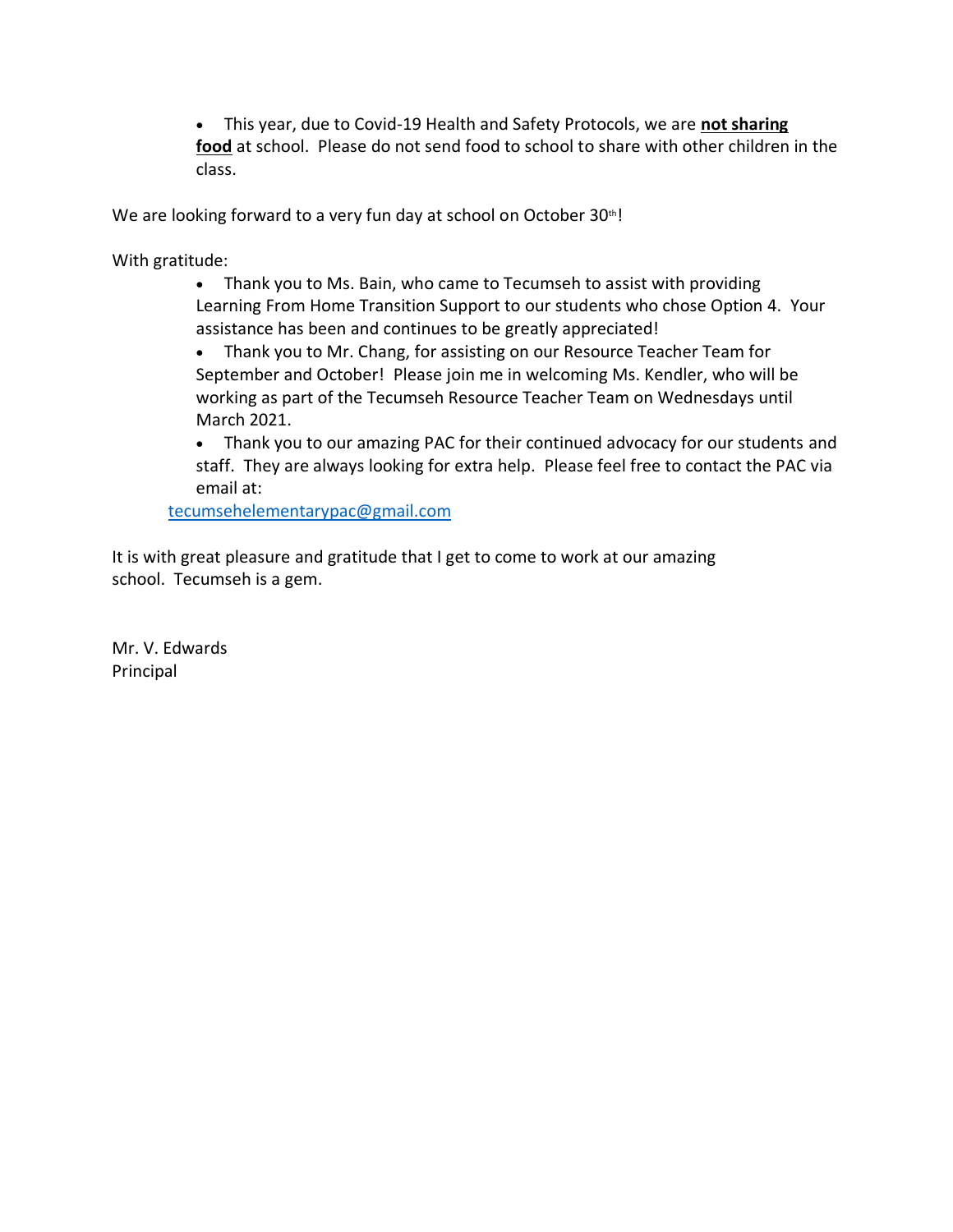- This year, due to Covid-19 Health and Safety Protocols, we are **<u>not sharing food</u>** at school. Please do not send food to school to share with other children in the class.

We are looking forward to a very fun day at school on October 30th!

With gratitude:

- Thank you to Ms. Bain, who came to Tecumseh to assist with providing Learning From Home Transition Support to our students who chose Option 4. Your assistance has been and continues to be greatly appreciated!
- Thank you to Mr. Chang, for assisting on our Resource Teacher Team for September and October! Please join me in welcoming Ms. Kendler, who will be working as part of the Tecumseh Resource Teacher Team on Wednesdays until March 2021.
- Thank you to our amazing PAC for their continued advocacy for our students and staff. They are always looking for extra help. Please feel free to contact the PAC via email at:

tecumsehelementarypac@gmail.com

It is with great pleasure and gratitude that I get to come to work at our amazing school. Tecumseh is a gem.

Mr. V. Edwards
Principal